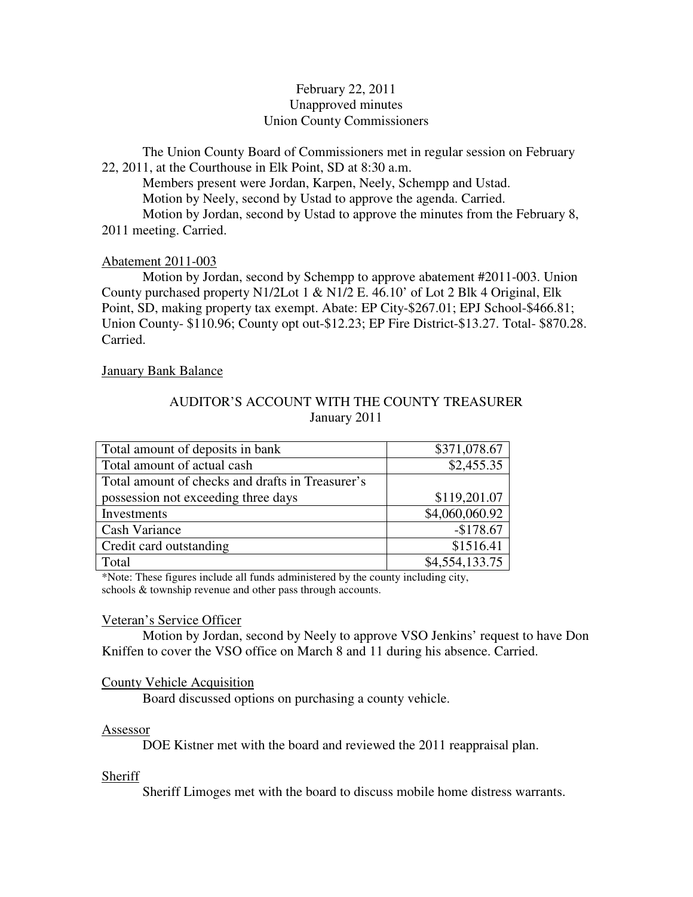February 22, 2011
Unapproved minutes
Union County Commissioners

The Union County Board of Commissioners met in regular session on February 22, 2011, at the Courthouse in Elk Point, SD at 8:30 a.m.

Members present were Jordan, Karpen, Neely, Schempp and Ustad.

Motion by Neely, second by Ustad to approve the agenda. Carried.

Motion by Jordan, second by Ustad to approve the minutes from the February 8, 2011 meeting. Carried.

Abatement 2011-003

Motion by Jordan, second by Schempp to approve abatement #2011-003. Union County purchased property N1/2Lot 1 & N1/2 E. 46.10' of Lot 2 Blk 4 Original, Elk Point, SD, making property tax exempt. Abate: EP City-$267.01; EPJ School-$466.81; Union County- $110.96; County opt out-$12.23; EP Fire District-$13.27. Total- $870.28. Carried.

January Bank Balance

AUDITOR'S ACCOUNT WITH THE COUNTY TREASURER
January 2011

| | |
|---|---:|
| Total amount of deposits in bank | $371,078.67 |
| Total amount of actual cash | $2,455.35 |
| Total amount of checks and drafts in Treasurer's possession not exceeding three days | $119,201.07 |
| Investments | $4,060,060.92 |
| Cash Variance | -$178.67 |
| Credit card outstanding | $1516.41 |
| Total | $4,554,133.75 |

*Note: These figures include all funds administered by the county including city, schools & township revenue and other pass through accounts.

Veteran's Service Officer

Motion by Jordan, second by Neely to approve VSO Jenkins' request to have Don Kniffen to cover the VSO office on March 8 and 11 during his absence. Carried.

County Vehicle Acquisition

Board discussed options on purchasing a county vehicle.

Assessor

DOE Kistner met with the board and reviewed the 2011 reappraisal plan.

Sheriff

Sheriff Limoges met with the board to discuss mobile home distress warrants.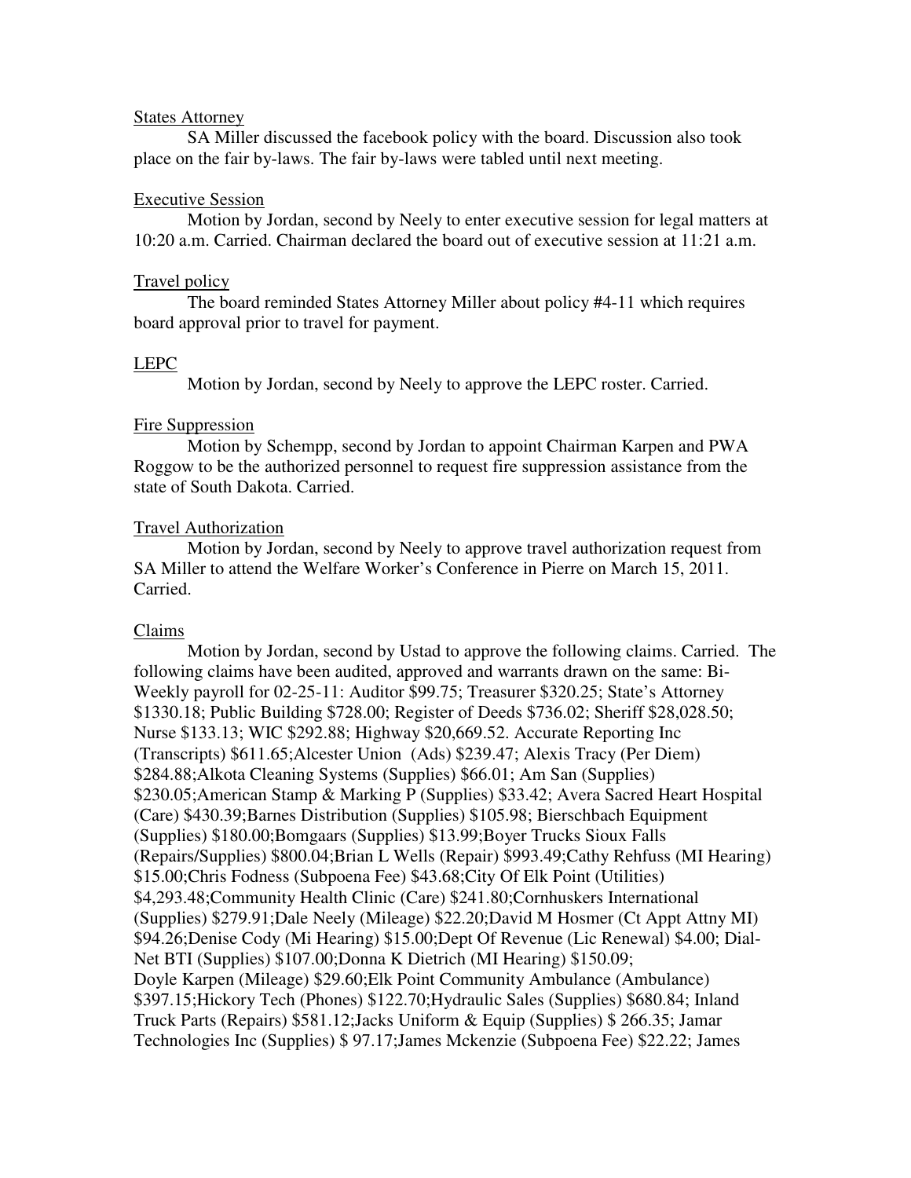States Attorney

SA Miller discussed the facebook policy with the board. Discussion also took place on the fair by-laws. The fair by-laws were tabled until next meeting.

Executive Session

Motion by Jordan, second by Neely to enter executive session for legal matters at 10:20 a.m. Carried. Chairman declared the board out of executive session at 11:21 a.m.

Travel policy

The board reminded States Attorney Miller about policy #4-11 which requires board approval prior to travel for payment.

LEPC

Motion by Jordan, second by Neely to approve the LEPC roster. Carried.

Fire Suppression

Motion by Schempp, second by Jordan to appoint Chairman Karpen and PWA Roggow to be the authorized personnel to request fire suppression assistance from the state of South Dakota. Carried.

Travel Authorization

Motion by Jordan, second by Neely to approve travel authorization request from SA Miller to attend the Welfare Worker's Conference in Pierre on March 15, 2011. Carried.

Claims

Motion by Jordan, second by Ustad to approve the following claims. Carried. The following claims have been audited, approved and warrants drawn on the same: Bi-Weekly payroll for 02-25-11: Auditor $99.75; Treasurer $320.25; State's Attorney $1330.18; Public Building $728.00; Register of Deeds $736.02; Sheriff $28,028.50; Nurse $133.13; WIC $292.88; Highway $20,669.52. Accurate Reporting Inc (Transcripts) $611.65;Alcester Union (Ads) $239.47; Alexis Tracy (Per Diem) $284.88;Alkota Cleaning Systems (Supplies) $66.01; Am San (Supplies) $230.05;American Stamp & Marking P (Supplies) $33.42; Avera Sacred Heart Hospital (Care) $430.39;Barnes Distribution (Supplies) $105.98; Bierschbach Equipment (Supplies) $180.00;Bomgaars (Supplies) $13.99;Boyer Trucks Sioux Falls (Repairs/Supplies) $800.04;Brian L Wells (Repair) $993.49;Cathy Rehfuss (MI Hearing) $15.00;Chris Fodness (Subpoena Fee) $43.68;City Of Elk Point (Utilities) $4,293.48;Community Health Clinic (Care) $241.80;Cornhuskers International (Supplies) $279.91;Dale Neely (Mileage) $22.20;David M Hosmer (Ct Appt Attny MI) $94.26;Denise Cody (Mi Hearing) $15.00;Dept Of Revenue (Lic Renewal) $4.00; Dial-Net BTI (Supplies) $107.00;Donna K Dietrich (MI Hearing) $150.09; Doyle Karpen (Mileage) $29.60;Elk Point Community Ambulance (Ambulance) $397.15;Hickory Tech (Phones) $122.70;Hydraulic Sales (Supplies) $680.84; Inland Truck Parts (Repairs) $581.12;Jacks Uniform & Equip (Supplies) $ 266.35; Jamar Technologies Inc (Supplies) $ 97.17;James Mckenzie (Subpoena Fee) $22.22; James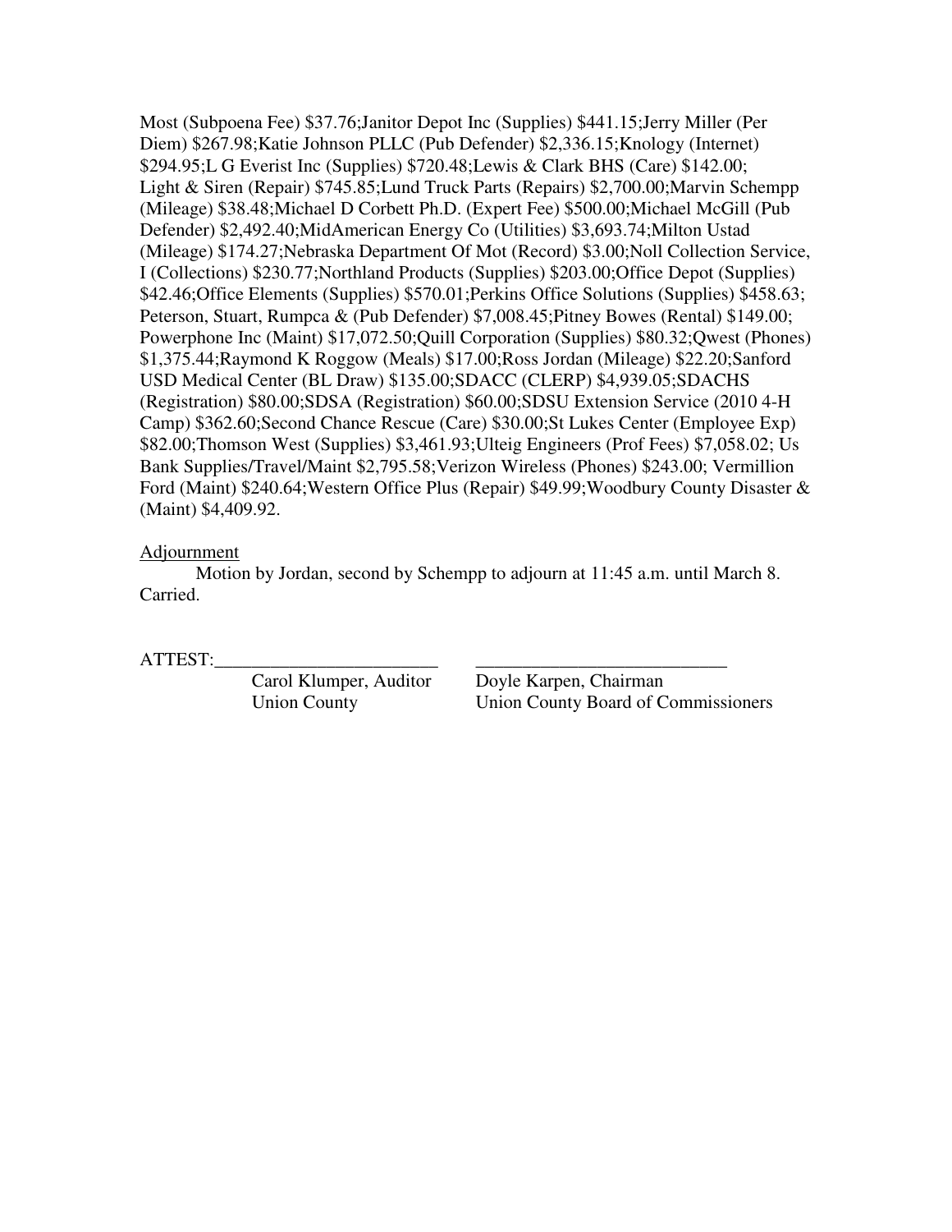Most (Subpoena Fee) $37.76;Janitor Depot Inc (Supplies) $441.15;Jerry Miller (Per Diem) $267.98;Katie Johnson PLLC (Pub Defender) $2,336.15;Knology (Internet) $294.95;L G Everist Inc (Supplies) $720.48;Lewis & Clark BHS (Care) $142.00; Light & Siren (Repair) $745.85;Lund Truck Parts (Repairs) $2,700.00;Marvin Schempp (Mileage) $38.48;Michael D Corbett Ph.D. (Expert Fee) $500.00;Michael McGill (Pub Defender) $2,492.40;MidAmerican Energy Co (Utilities) $3,693.74;Milton Ustad (Mileage) $174.27;Nebraska Department Of Mot (Record) $3.00;Noll Collection Service, I (Collections) $230.77;Northland Products (Supplies) $203.00;Office Depot (Supplies) $42.46;Office Elements (Supplies) $570.01;Perkins Office Solutions (Supplies) $458.63; Peterson, Stuart, Rumpca & (Pub Defender) $7,008.45;Pitney Bowes (Rental) $149.00; Powerphone Inc (Maint) $17,072.50;Quill Corporation (Supplies) $80.32;Qwest (Phones) $1,375.44;Raymond K Roggow (Meals) $17.00;Ross Jordan (Mileage) $22.20;Sanford USD Medical Center (BL Draw) $135.00;SDACC (CLERP) $4,939.05;SDACHS (Registration) $80.00;SDSA (Registration) $60.00;SDSU Extension Service (2010 4-H Camp) $362.60;Second Chance Rescue (Care) $30.00;St Lukes Center (Employee Exp) $82.00;Thomson West (Supplies) $3,461.93;Ulteig Engineers (Prof Fees) $7,058.02; Us Bank Supplies/Travel/Maint $2,795.58;Verizon Wireless (Phones) $243.00; Vermillion Ford (Maint) $240.64;Western Office Plus (Repair) $49.99;Woodbury County Disaster & (Maint) $4,409.92.

<u>Adjournment</u>

Motion by Jordan, second by Schempp to adjourn at 11:45 a.m. until March 8. Carried.

ATTEST:________________________ ___________________________

Carol Klumper, Auditor
Union County

Doyle Karpen, Chairman
Union County Board of Commissioners